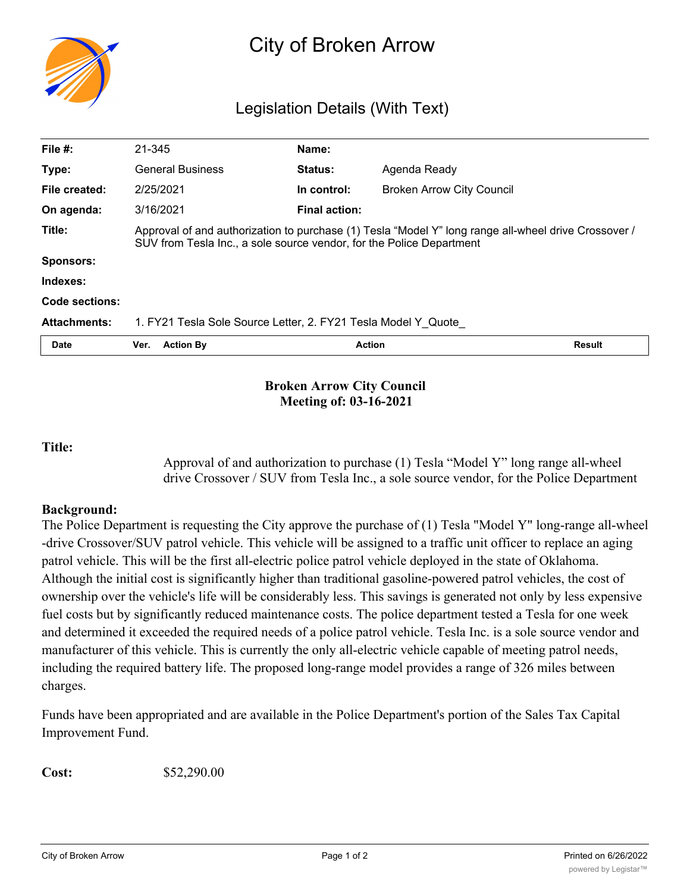# City of Broken Arrow

## Legislation Details (With Text)

| | | | |
|---|---|---|---|
| **File #:** | 21-345 | **Name:** | |
| **Type:** | General Business | **Status:** | Agenda Ready |
| **File created:** | 2/25/2021 | **In control:** | Broken Arrow City Council |
| **On agenda:** | 3/16/2021 | **Final action:** | |
| **Title:** | Approval of and authorization to purchase (1) Tesla “Model Y” long range all-wheel drive Crossover / SUV from Tesla Inc., a sole source vendor, for the Police Department | | |
| **Sponsors:** | | | |
| **Indexes:** | | | |
| **Code sections:** | | | |
| **Attachments:** | 1. FY21 Tesla Sole Source Letter, 2. FY21 Tesla Model Y_Quote_ | | |

| Date | Ver. | Action By | Action | Result |
|---|---|---|---|---|

**Broken Arrow City Council**
**Meeting of: 03-16-2021**

**Title:**

Approval of and authorization to purchase (1) Tesla “Model Y” long range all-wheel drive Crossover / SUV from Tesla Inc., a sole source vendor, for the Police Department

**Background:**

The Police Department is requesting the City approve the purchase of (1) Tesla "Model Y" long-range all-wheel-drive Crossover/SUV patrol vehicle. This vehicle will be assigned to a traffic unit officer to replace an aging patrol vehicle. This will be the first all-electric police patrol vehicle deployed in the state of Oklahoma. Although the initial cost is significantly higher than traditional gasoline-powered patrol vehicles, the cost of ownership over the vehicle's life will be considerably less. This savings is generated not only by less expensive fuel costs but by significantly reduced maintenance costs. The police department tested a Tesla for one week and determined it exceeded the required needs of a police patrol vehicle. Tesla Inc. is a sole source vendor and manufacturer of this vehicle. This is currently the only all-electric vehicle capable of meeting patrol needs, including the required battery life. The proposed long-range model provides a range of 326 miles between charges.

Funds have been appropriated and are available in the Police Department's portion of the Sales Tax Capital Improvement Fund.

**Cost:** $52,290.00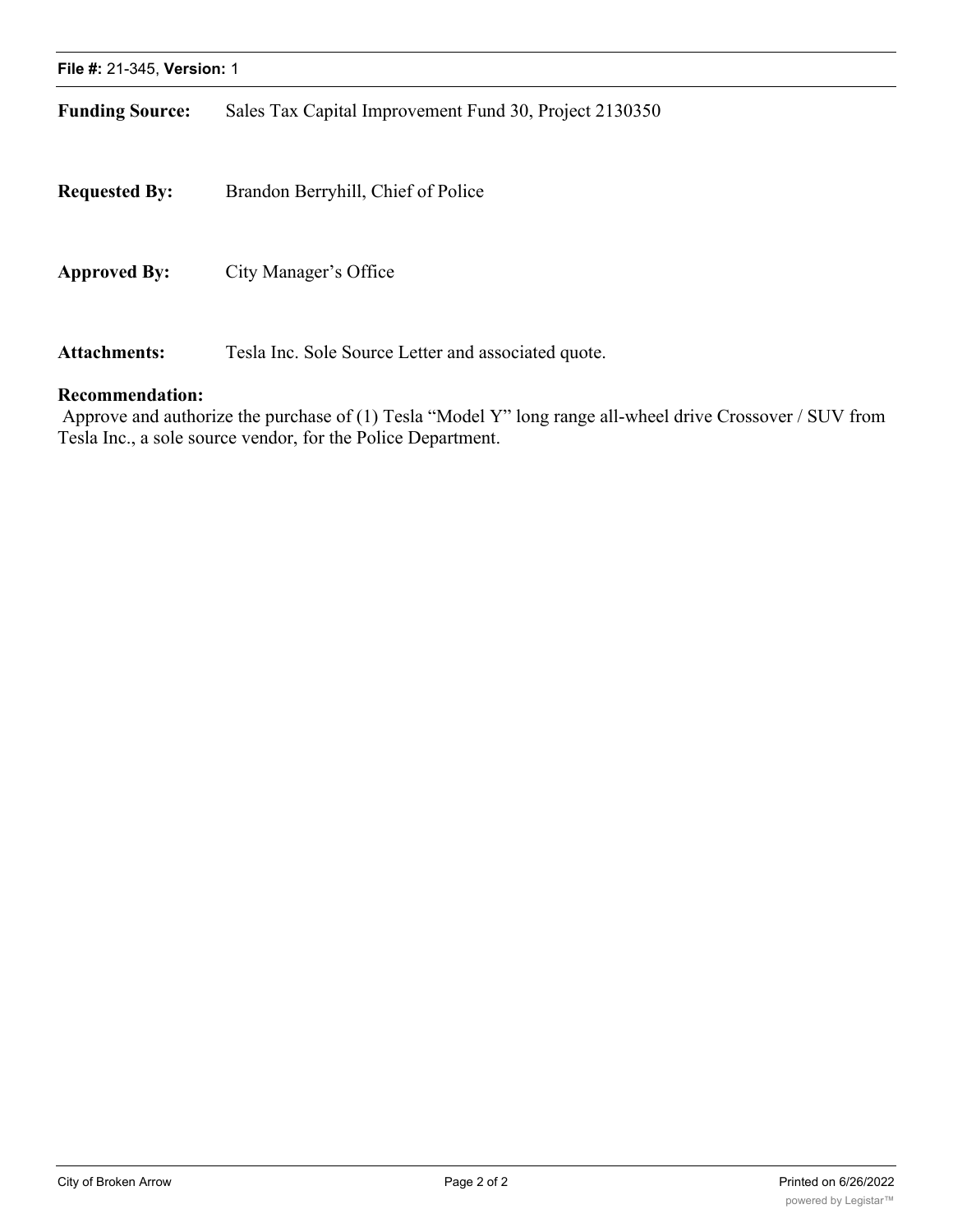**File #:** 21-345, **Version:** 1

**Funding Source:** Sales Tax Capital Improvement Fund 30, Project 2130350

**Requested By:** Brandon Berryhill, Chief of Police

**Approved By:** City Manager's Office

**Attachments:** Tesla Inc. Sole Source Letter and associated quote.

**Recommendation:**

Approve and authorize the purchase of (1) Tesla "Model Y" long range all-wheel drive Crossover / SUV from Tesla Inc., a sole source vendor, for the Police Department.